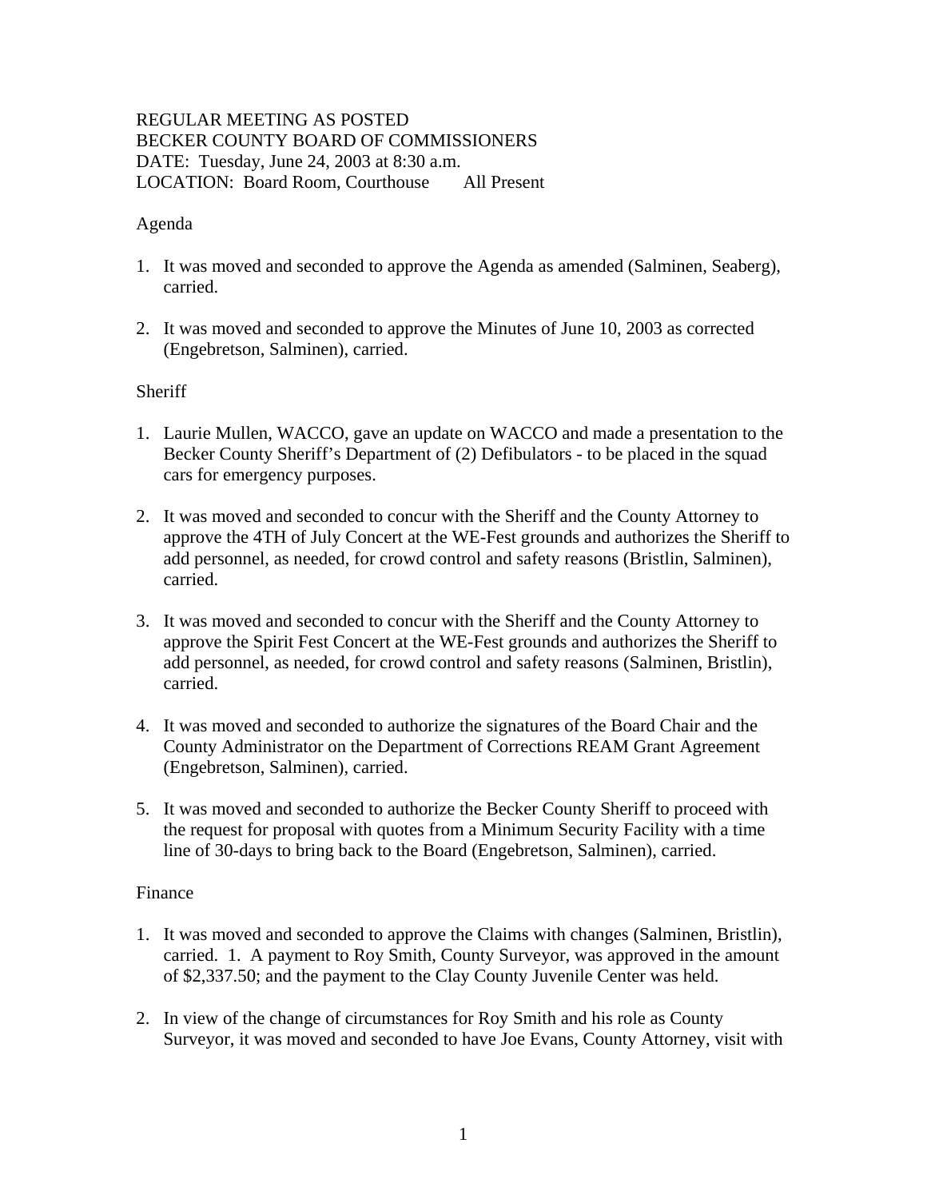REGULAR MEETING AS POSTED
BECKER COUNTY BOARD OF COMMISSIONERS
DATE: Tuesday, June 24, 2003 at 8:30 a.m.
LOCATION: Board Room, Courthouse All Present

Agenda

1. It was moved and seconded to approve the Agenda as amended (Salminen, Seaberg), carried.

2. It was moved and seconded to approve the Minutes of June 10, 2003 as corrected (Engebretson, Salminen), carried.

Sheriff

1. Laurie Mullen, WACCO, gave an update on WACCO and made a presentation to the Becker County Sheriff's Department of (2) Defibulators - to be placed in the squad cars for emergency purposes.

2. It was moved and seconded to concur with the Sheriff and the County Attorney to approve the 4TH of July Concert at the WE-Fest grounds and authorizes the Sheriff to add personnel, as needed, for crowd control and safety reasons (Bristlin, Salminen), carried.

3. It was moved and seconded to concur with the Sheriff and the County Attorney to approve the Spirit Fest Concert at the WE-Fest grounds and authorizes the Sheriff to add personnel, as needed, for crowd control and safety reasons (Salminen, Bristlin), carried.

4. It was moved and seconded to authorize the signatures of the Board Chair and the County Administrator on the Department of Corrections REAM Grant Agreement (Engebretson, Salminen), carried.

5. It was moved and seconded to authorize the Becker County Sheriff to proceed with the request for proposal with quotes from a Minimum Security Facility with a time line of 30-days to bring back to the Board (Engebretson, Salminen), carried.

Finance

1. It was moved and seconded to approve the Claims with changes (Salminen, Bristlin), carried. 1. A payment to Roy Smith, County Surveyor, was approved in the amount of $2,337.50; and the payment to the Clay County Juvenile Center was held.

2. In view of the change of circumstances for Roy Smith and his role as County Surveyor, it was moved and seconded to have Joe Evans, County Attorney, visit with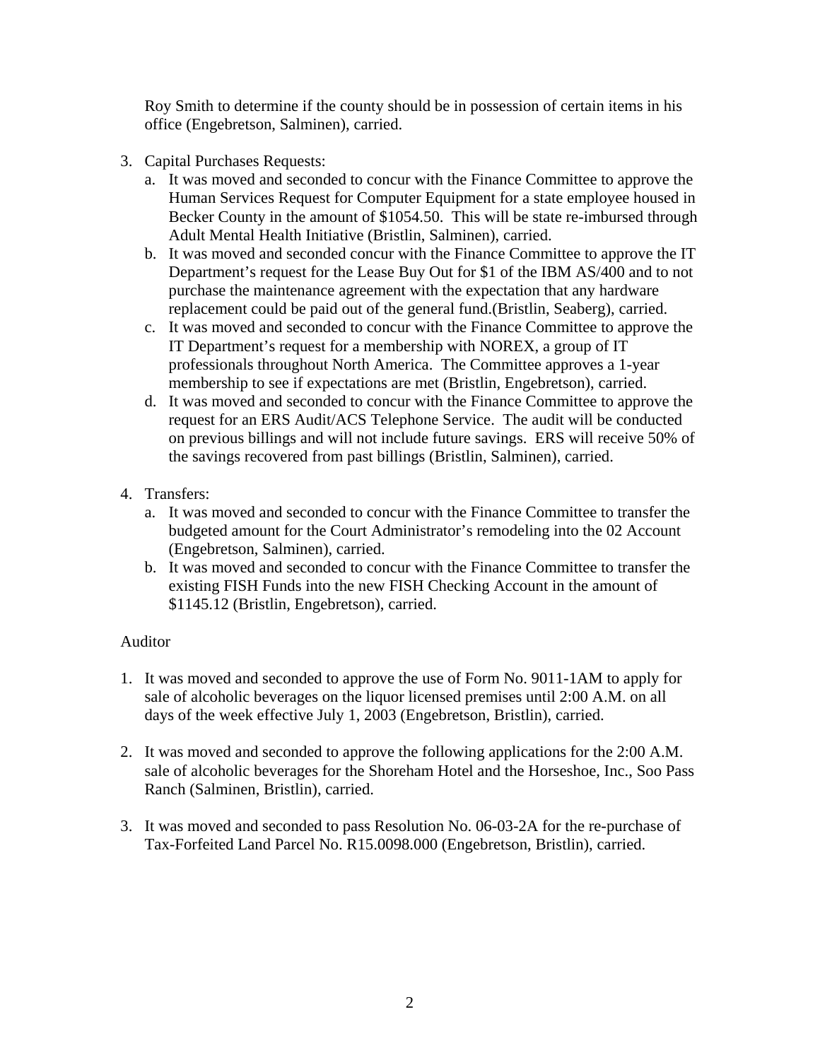Roy Smith to determine if the county should be in possession of certain items in his office (Engebretson, Salminen), carried.

3. Capital Purchases Requests:
   a. It was moved and seconded to concur with the Finance Committee to approve the Human Services Request for Computer Equipment for a state employee housed in Becker County in the amount of $1054.50. This will be state re-imbursed through Adult Mental Health Initiative (Bristlin, Salminen), carried.
   b. It was moved and seconded concur with the Finance Committee to approve the IT Department's request for the Lease Buy Out for $1 of the IBM AS/400 and to not purchase the maintenance agreement with the expectation that any hardware replacement could be paid out of the general fund.(Bristlin, Seaberg), carried.
   c. It was moved and seconded to concur with the Finance Committee to approve the IT Department's request for a membership with NOREX, a group of IT professionals throughout North America. The Committee approves a 1-year membership to see if expectations are met (Bristlin, Engebretson), carried.
   d. It was moved and seconded to concur with the Finance Committee to approve the request for an ERS Audit/ACS Telephone Service. The audit will be conducted on previous billings and will not include future savings. ERS will receive 50% of the savings recovered from past billings (Bristlin, Salminen), carried.

4. Transfers:
   a. It was moved and seconded to concur with the Finance Committee to transfer the budgeted amount for the Court Administrator's remodeling into the 02 Account (Engebretson, Salminen), carried.
   b. It was moved and seconded to concur with the Finance Committee to transfer the existing FISH Funds into the new FISH Checking Account in the amount of $1145.12 (Bristlin, Engebretson), carried.

Auditor

1. It was moved and seconded to approve the use of Form No. 9011-1AM to apply for sale of alcoholic beverages on the liquor licensed premises until 2:00 A.M. on all days of the week effective July 1, 2003 (Engebretson, Bristlin), carried.

2. It was moved and seconded to approve the following applications for the 2:00 A.M. sale of alcoholic beverages for the Shoreham Hotel and the Horseshoe, Inc., Soo Pass Ranch (Salminen, Bristlin), carried.

3. It was moved and seconded to pass Resolution No. 06-03-2A for the re-purchase of Tax-Forfeited Land Parcel No. R15.0098.000 (Engebretson, Bristlin), carried.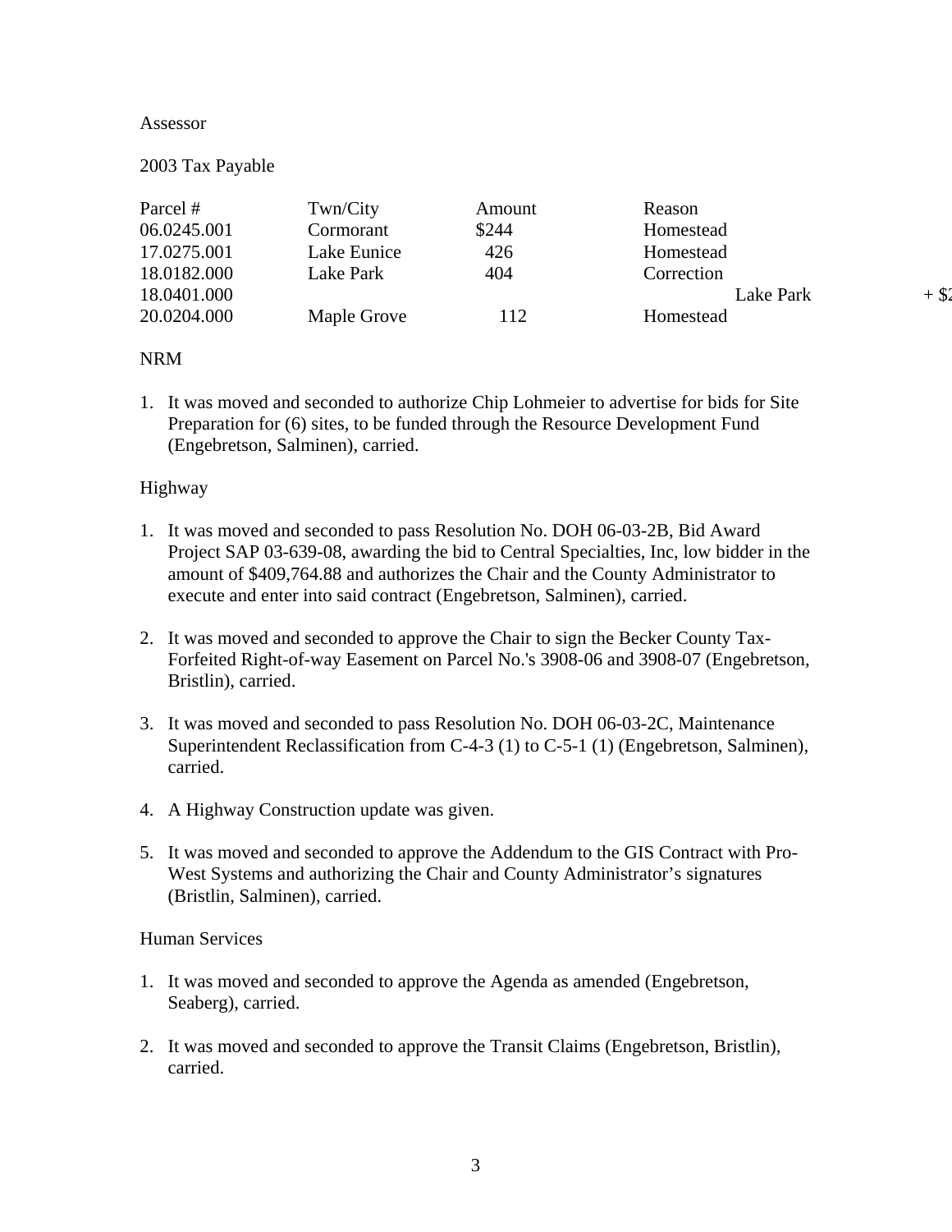Assessor

2003 Tax Payable

| Parcel # | Twn/City | Amount | Reason |
|---|---|---|---|
| 06.0245.001 | Cormorant | $244 | Homestead |
| 17.0275.001 | Lake Eunice | 426 | Homestead |
| 18.0182.000 | Lake Park | 404 | Correction |
| 18.0401.000 | | | Lake Park + $2 |
| 20.0204.000 | Maple Grove | 112 | Homestead |

NRM

1. It was moved and seconded to authorize Chip Lohmeier to advertise for bids for Site Preparation for (6) sites, to be funded through the Resource Development Fund (Engebretson, Salminen), carried.

Highway

1. It was moved and seconded to pass Resolution No. DOH 06-03-2B, Bid Award Project SAP 03-639-08, awarding the bid to Central Specialties, Inc, low bidder in the amount of $409,764.88 and authorizes the Chair and the County Administrator to execute and enter into said contract (Engebretson, Salminen), carried.

2. It was moved and seconded to approve the Chair to sign the Becker County Tax-Forfeited Right-of-way Easement on Parcel No.'s 3908-06 and 3908-07 (Engebretson, Bristlin), carried.

3. It was moved and seconded to pass Resolution No. DOH 06-03-2C, Maintenance Superintendent Reclassification from C-4-3 (1) to C-5-1 (1) (Engebretson, Salminen), carried.

4. A Highway Construction update was given.

5. It was moved and seconded to approve the Addendum to the GIS Contract with Pro-West Systems and authorizing the Chair and County Administrator's signatures (Bristlin, Salminen), carried.

Human Services

1. It was moved and seconded to approve the Agenda as amended (Engebretson, Seaberg), carried.

2. It was moved and seconded to approve the Transit Claims (Engebretson, Bristlin), carried.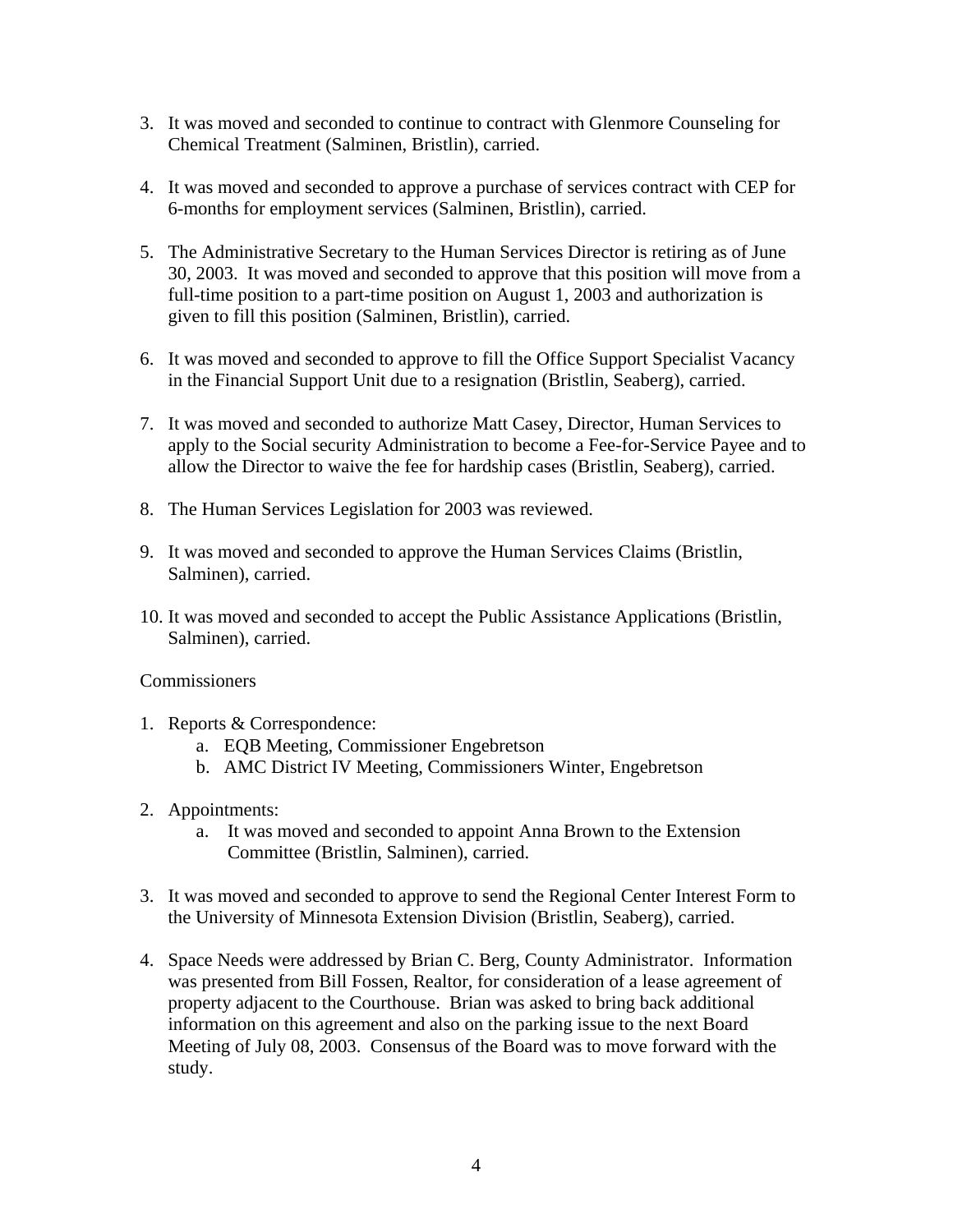3. It was moved and seconded to continue to contract with Glenmore Counseling for Chemical Treatment (Salminen, Bristlin), carried.

4. It was moved and seconded to approve a purchase of services contract with CEP for 6-months for employment services (Salminen, Bristlin), carried.

5. The Administrative Secretary to the Human Services Director is retiring as of June 30, 2003. It was moved and seconded to approve that this position will move from a full-time position to a part-time position on August 1, 2003 and authorization is given to fill this position (Salminen, Bristlin), carried.

6. It was moved and seconded to approve to fill the Office Support Specialist Vacancy in the Financial Support Unit due to a resignation (Bristlin, Seaberg), carried.

7. It was moved and seconded to authorize Matt Casey, Director, Human Services to apply to the Social security Administration to become a Fee-for-Service Payee and to allow the Director to waive the fee for hardship cases (Bristlin, Seaberg), carried.

8. The Human Services Legislation for 2003 was reviewed.

9. It was moved and seconded to approve the Human Services Claims (Bristlin, Salminen), carried.

10. It was moved and seconded to accept the Public Assistance Applications (Bristlin, Salminen), carried.

Commissioners

1. Reports & Correspondence:
    a. EQB Meeting, Commissioner Engebretson
    b. AMC District IV Meeting, Commissioners Winter, Engebretson

2. Appointments:
    a. It was moved and seconded to appoint Anna Brown to the Extension Committee (Bristlin, Salminen), carried.

3. It was moved and seconded to approve to send the Regional Center Interest Form to the University of Minnesota Extension Division (Bristlin, Seaberg), carried.

4. Space Needs were addressed by Brian C. Berg, County Administrator. Information was presented from Bill Fossen, Realtor, for consideration of a lease agreement of property adjacent to the Courthouse. Brian was asked to bring back additional information on this agreement and also on the parking issue to the next Board Meeting of July 08, 2003. Consensus of the Board was to move forward with the study.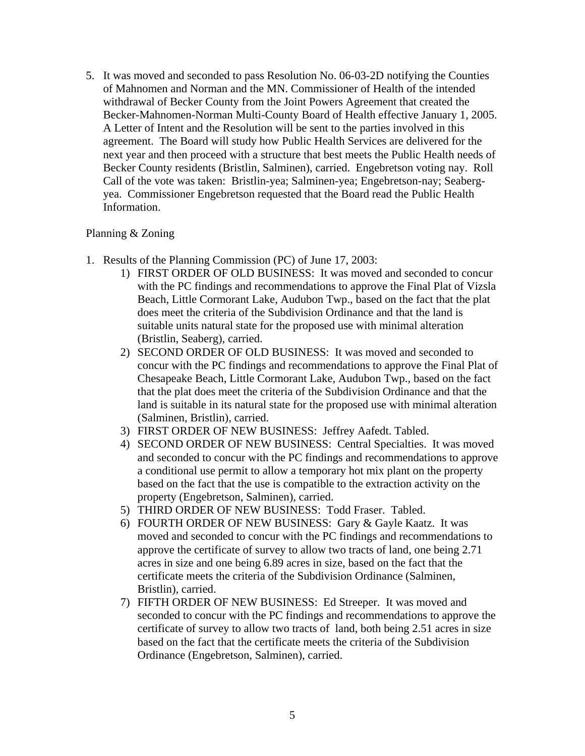5. It was moved and seconded to pass Resolution No. 06-03-2D notifying the Counties of Mahnomen and Norman and the MN. Commissioner of Health of the intended withdrawal of Becker County from the Joint Powers Agreement that created the Becker-Mahnomen-Norman Multi-County Board of Health effective January 1, 2005. A Letter of Intent and the Resolution will be sent to the parties involved in this agreement. The Board will study how Public Health Services are delivered for the next year and then proceed with a structure that best meets the Public Health needs of Becker County residents (Bristlin, Salminen), carried. Engebretson voting nay. Roll Call of the vote was taken: Bristlin-yea; Salminen-yea; Engebretson-nay; Seaberg-yea. Commissioner Engebretson requested that the Board read the Public Health Information.

Planning & Zoning

1. Results of the Planning Commission (PC) of June 17, 2003:
   1) FIRST ORDER OF OLD BUSINESS: It was moved and seconded to concur with the PC findings and recommendations to approve the Final Plat of Vizsla Beach, Little Cormorant Lake, Audubon Twp., based on the fact that the plat does meet the criteria of the Subdivision Ordinance and that the land is suitable units natural state for the proposed use with minimal alteration (Bristlin, Seaberg), carried.
   2) SECOND ORDER OF OLD BUSINESS: It was moved and seconded to concur with the PC findings and recommendations to approve the Final Plat of Chesapeake Beach, Little Cormorant Lake, Audubon Twp., based on the fact that the plat does meet the criteria of the Subdivision Ordinance and that the land is suitable in its natural state for the proposed use with minimal alteration (Salminen, Bristlin), carried.
   3) FIRST ORDER OF NEW BUSINESS: Jeffrey Aafedt. Tabled.
   4) SECOND ORDER OF NEW BUSINESS: Central Specialties. It was moved and seconded to concur with the PC findings and recommendations to approve a conditional use permit to allow a temporary hot mix plant on the property based on the fact that the use is compatible to the extraction activity on the property (Engebretson, Salminen), carried.
   5) THIRD ORDER OF NEW BUSINESS: Todd Fraser. Tabled.
   6) FOURTH ORDER OF NEW BUSINESS: Gary & Gayle Kaatz. It was moved and seconded to concur with the PC findings and recommendations to approve the certificate of survey to allow two tracts of land, one being 2.71 acres in size and one being 6.89 acres in size, based on the fact that the certificate meets the criteria of the Subdivision Ordinance (Salminen, Bristlin), carried.
   7) FIFTH ORDER OF NEW BUSINESS: Ed Streeper. It was moved and seconded to concur with the PC findings and recommendations to approve the certificate of survey to allow two tracts of land, both being 2.51 acres in size based on the fact that the certificate meets the criteria of the Subdivision Ordinance (Engebretson, Salminen), carried.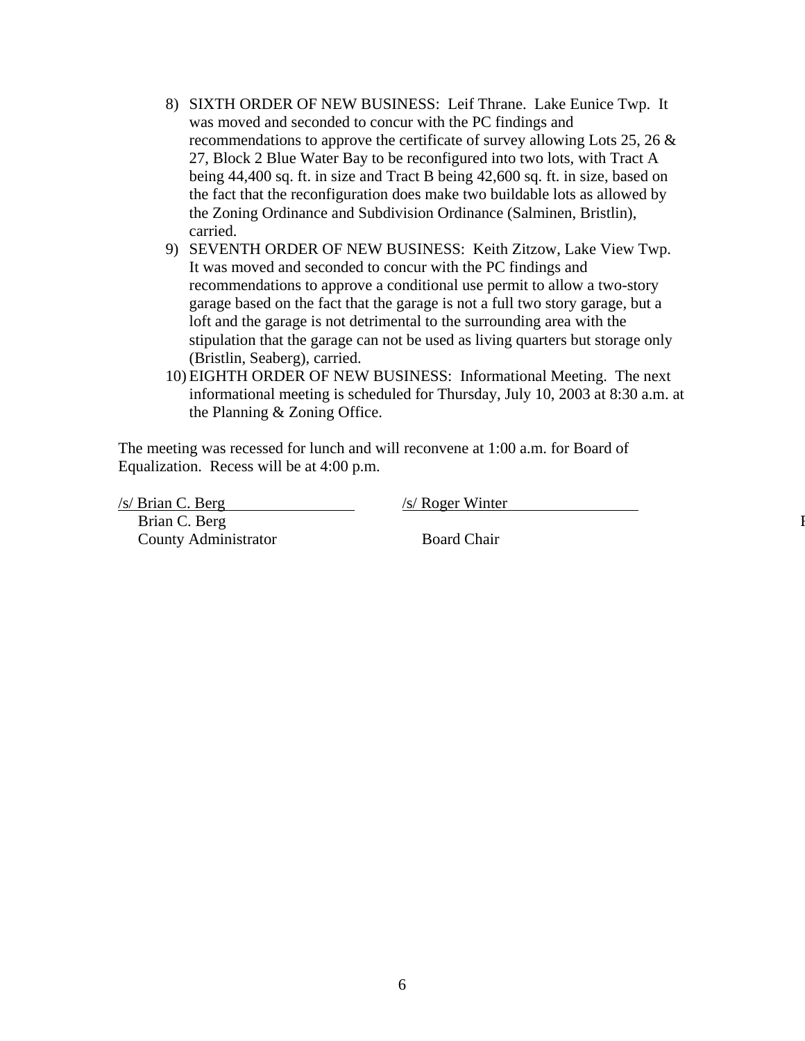8) SIXTH ORDER OF NEW BUSINESS: Leif Thrane. Lake Eunice Twp. It was moved and seconded to concur with the PC findings and recommendations to approve the certificate of survey allowing Lots 25, 26 & 27, Block 2 Blue Water Bay to be reconfigured into two lots, with Tract A being 44,400 sq. ft. in size and Tract B being 42,600 sq. ft. in size, based on the fact that the reconfiguration does make two buildable lots as allowed by the Zoning Ordinance and Subdivision Ordinance (Salminen, Bristlin), carried.
9) SEVENTH ORDER OF NEW BUSINESS: Keith Zitzow, Lake View Twp. It was moved and seconded to concur with the PC findings and recommendations to approve a conditional use permit to allow a two-story garage based on the fact that the garage is not a full two story garage, but a loft and the garage is not detrimental to the surrounding area with the stipulation that the garage can not be used as living quarters but storage only (Bristlin, Seaberg), carried.
10) EIGHTH ORDER OF NEW BUSINESS: Informational Meeting. The next informational meeting is scheduled for Thursday, July 10, 2003 at 8:30 a.m. at the Planning & Zoning Office.

The meeting was recessed for lunch and will reconvene at 1:00 a.m. for Board of Equalization. Recess will be at 4:00 p.m.

/s/ Brian C. Berg
Brian C. Berg
County Administrator

/s/ Roger Winter
Board Chair